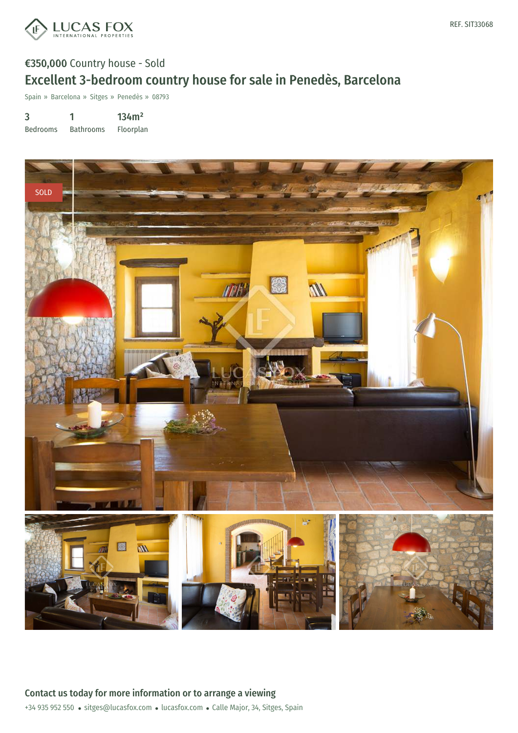LUCAS FOX INTERNATIONAL PROPERTIES

REF. SIT33068

**€350,000** Country house - Sold

# Excellent 3-bedroom country house for sale in Penedès, Barcelona

Spain » Barcelona » Sitges » Penedès » 08793

| 3 | 1 | 134m² |
|---|---|---|
| Bedrooms | Bathrooms | Floorplan |

SOLD

## Contact us today for more information or to arrange a viewing

+34 935 952 550 • sitges@lucasfox.com • lucasfox.com • Calle Major, 34, Sitges, Spain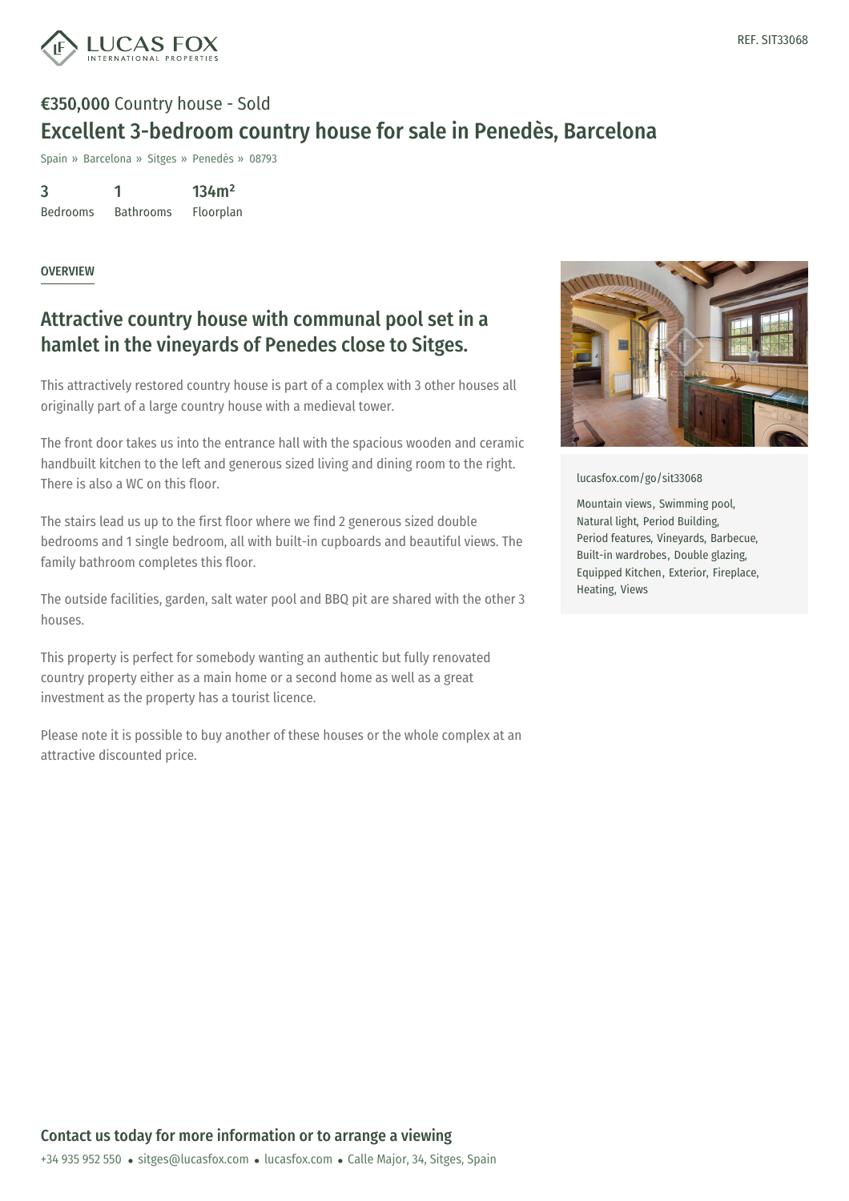REF. SIT33068

**€350,000** Country house - Sold

# Excellent 3-bedroom country house for sale in Penedès, Barcelona

Spain » Barcelona » Sitges » Penedès » 08793

| 3 | 1 | 134m² |
|---|---|---|
| Bedrooms | Bathrooms | Floorplan |

## OVERVIEW

## Attractive country house with communal pool set in a hamlet in the vineyards of Penedes close to Sitges.

This attractively restored country house is part of a complex with 3 other houses all originally part of a large country house with a medieval tower.

The front door takes us into the entrance hall with the spacious wooden and ceramic handbuilt kitchen to the left and generous sized living and dining room to the right. There is also a WC on this floor.

The stairs lead us up to the first floor where we find 2 generous sized double bedrooms and 1 single bedroom, all with built-in cupboards and beautiful views. The family bathroom completes this floor.

The outside facilities, garden, salt water pool and BBQ pit are shared with the other 3 houses.

This property is perfect for somebody wanting an authentic but fully renovated country property either as a main home or a second home as well as a great investment as the property has a tourist licence.

Please note it is possible to buy another of these houses or the whole complex at an attractive discounted price.

lucasfox.com/go/sit33068

Mountain views, Swimming pool, Natural light, Period Building, Period features, Vineyards, Barbecue, Built-in wardrobes, Double glazing, Equipped Kitchen, Exterior, Fireplace, Heating, Views

**Contact us today for more information or to arrange a viewing**

+34 935 952 550 • sitges@lucasfox.com • lucasfox.com • Calle Major, 34, Sitges, Spain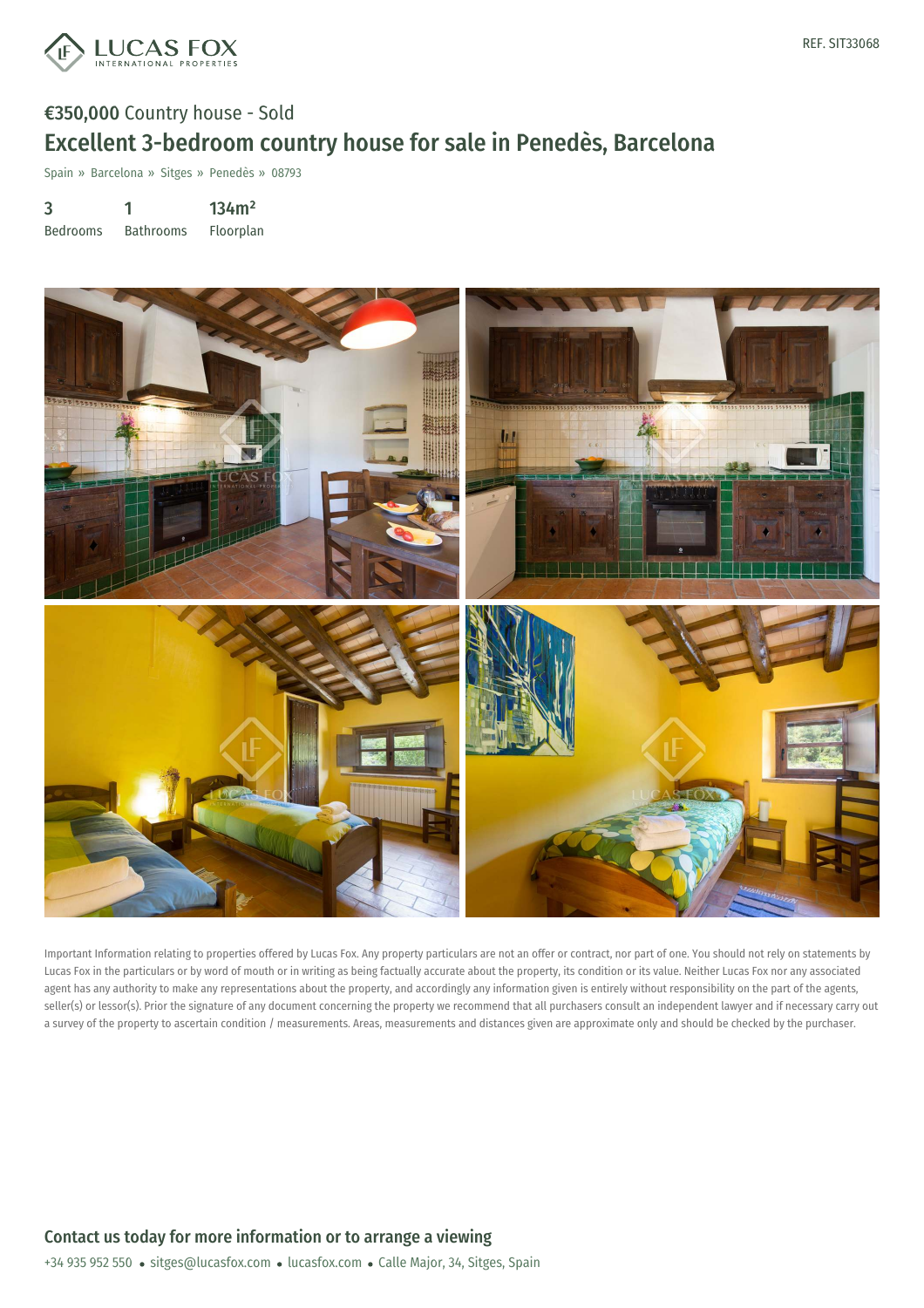REF. SIT33068

€350,000 Country house - Sold

# Excellent 3-bedroom country house for sale in Penedès, Barcelona

Spain » Barcelona » Sitges » Penedès » 08793

| 3 | 1 | 134m² |
|---|---|---|
| Bedrooms | Bathrooms | Floorplan |

Important Information relating to properties offered by Lucas Fox. Any property particulars are not an offer or contract, nor part of one. You should not rely on statements by Lucas Fox in the particulars or by word of mouth or in writing as being factually accurate about the property, its condition or its value. Neither Lucas Fox nor any associated agent has any authority to make any representations about the property, and accordingly any information given is entirely without responsibility on the part of the agents, seller(s) or lessor(s). Prior the signature of any document concerning the property we recommend that all purchasers consult an independent lawyer and if necessary carry out a survey of the property to ascertain condition / measurements. Areas, measurements and distances given are approximate only and should be checked by the purchaser.

## Contact us today for more information or to arrange a viewing

+34 935 952 550 • sitges@lucasfox.com • lucasfox.com • Calle Major, 34, Sitges, Spain